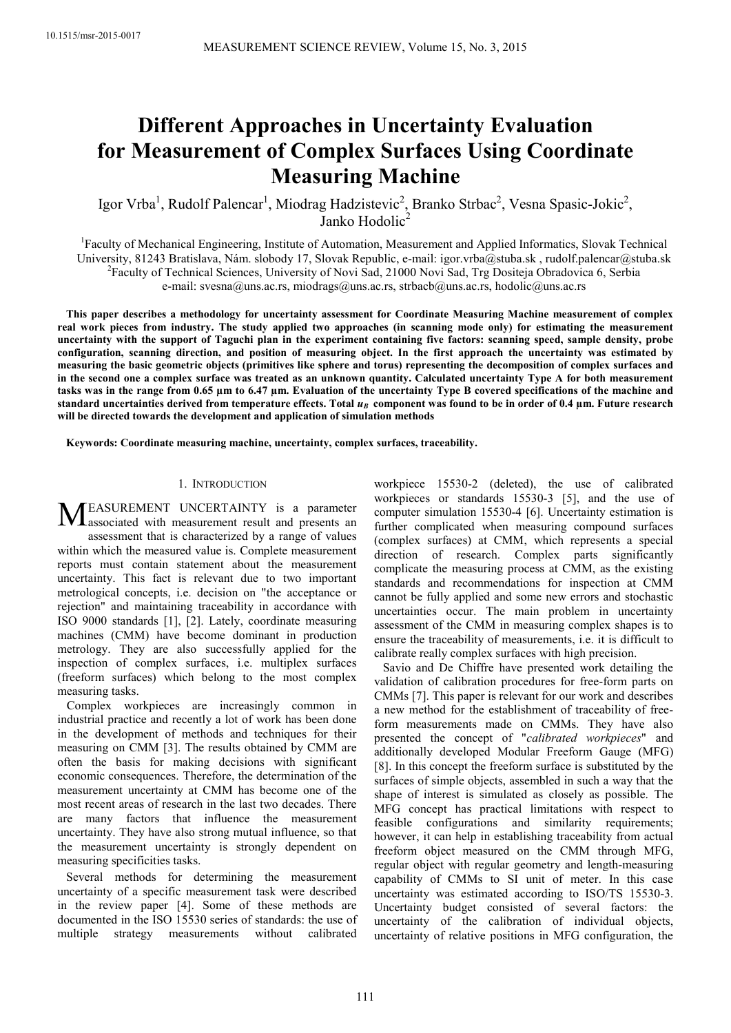10.1515/msr-2015-0017

# Different Approaches in Uncertainty Evaluation for Measurement of Complex Surfaces Using Coordinate Measuring Machine

Igor Vrba[1], Rudolf Palencar[1], Miodrag Hadzistevic[2], Branko Strbac[2], Vesna Spasic-Jokic[2], Janko Hodolic[2]

[1]Faculty of Mechanical Engineering, Institute of Automation, Measurement and Applied Informatics, Slovak Technical University, 81243 Bratislava, Nám. slobody 17, Slovak Republic, e-mail: igor.vrba@stuba.sk , rudolf.palencar@stuba.sk
[2]Faculty of Technical Sciences, University of Novi Sad, 21000 Novi Sad, Trg Dositeja Obradovica 6, Serbia
e-mail: svesna@uns.ac.rs, miodrags@uns.ac.rs, strbacb@uns.ac.rs, hodolic@uns.ac.rs

**This paper describes a methodology for uncertainty assessment for Coordinate Measuring Machine measurement of complex real work pieces from industry. The study applied two approaches (in scanning mode only) for estimating the measurement uncertainty with the support of Taguchi plan in the experiment containing five factors: scanning speed, sample density, probe configuration, scanning direction, and position of measuring object. In the first approach the uncertainty was estimated by measuring the basic geometric objects (primitives like sphere and torus) representing the decomposition of complex surfaces and in the second one a complex surface was treated as an unknown quantity. Calculated uncertainty Type A for both measurement tasks was in the range from 0.65 µm to 6.47 µm. Evaluation of the uncertainty Type B covered specifications of the machine and standard uncertainties derived from temperature effects. Total $u_B$ component was found to be in order of 0.4 µm. Future research will be directed towards the development and application of simulation methods**

**Keywords: Coordinate measuring machine, uncertainty, complex surfaces, traceability.**

## 1. Introduction

Measurement uncertainty is a parameter associated with measurement result and presents an assessment that is characterized by a range of values within which the measured value is. Complete measurement reports must contain statement about the measurement uncertainty. This fact is relevant due to two important metrological concepts, i.e. decision on "the acceptance or rejection" and maintaining traceability in accordance with ISO 9000 standards [1], [2]. Lately, coordinate measuring machines (CMM) have become dominant in production metrology. They are also successfully applied for the inspection of complex surfaces, i.e. multiplex surfaces (freeform surfaces) which belong to the most complex measuring tasks.

Complex workpieces are increasingly common in industrial practice and recently a lot of work has been done in the development of methods and techniques for their measuring on CMM [3]. The results obtained by CMM are often the basis for making decisions with significant economic consequences. Therefore, the determination of the measurement uncertainty at CMM has become one of the most recent areas of research in the last two decades. There are many factors that influence the measurement uncertainty. They have also strong mutual influence, so that the measurement uncertainty is strongly dependent on measuring specificities tasks.

Several methods for determining the measurement uncertainty of a specific measurement task were described in the review paper [4]. Some of these methods are documented in the ISO 15530 series of standards: the use of multiple strategy measurements without calibrated workpiece 15530-2 (deleted), the use of calibrated workpieces or standards 15530-3 [5], and the use of computer simulation 15530-4 [6]. Uncertainty estimation is further complicated when measuring compound surfaces (complex surfaces) at CMM, which represents a special direction of research. Complex parts significantly complicate the measuring process at CMM, as the existing standards and recommendations for inspection at CMM cannot be fully applied and some new errors and stochastic uncertainties occur. The main problem in uncertainty assessment of the CMM in measuring complex shapes is to ensure the traceability of measurements, i.e. it is difficult to calibrate really complex surfaces with high precision.

Savio and De Chiffre have presented work detailing the validation of calibration procedures for free-form parts on CMMs [7]. This paper is relevant for our work and describes a new method for the establishment of traceability of free-form measurements made on CMMs. They have also presented the concept of "*calibrated workpieces*" and additionally developed Modular Freeform Gauge (MFG) [8]. In this concept the freeform surface is substituted by the surfaces of simple objects, assembled in such a way that the shape of interest is simulated as closely as possible. The MFG concept has practical limitations with respect to feasible configurations and similarity requirements; however, it can help in establishing traceability from actual freeform object measured on the CMM through MFG, regular object with regular geometry and length-measuring capability of CMMs to SI unit of meter. In this case uncertainty was estimated according to ISO/TS 15530-3. Uncertainty budget consisted of several factors: the uncertainty of the calibration of individual objects, uncertainty of relative positions in MFG configuration, the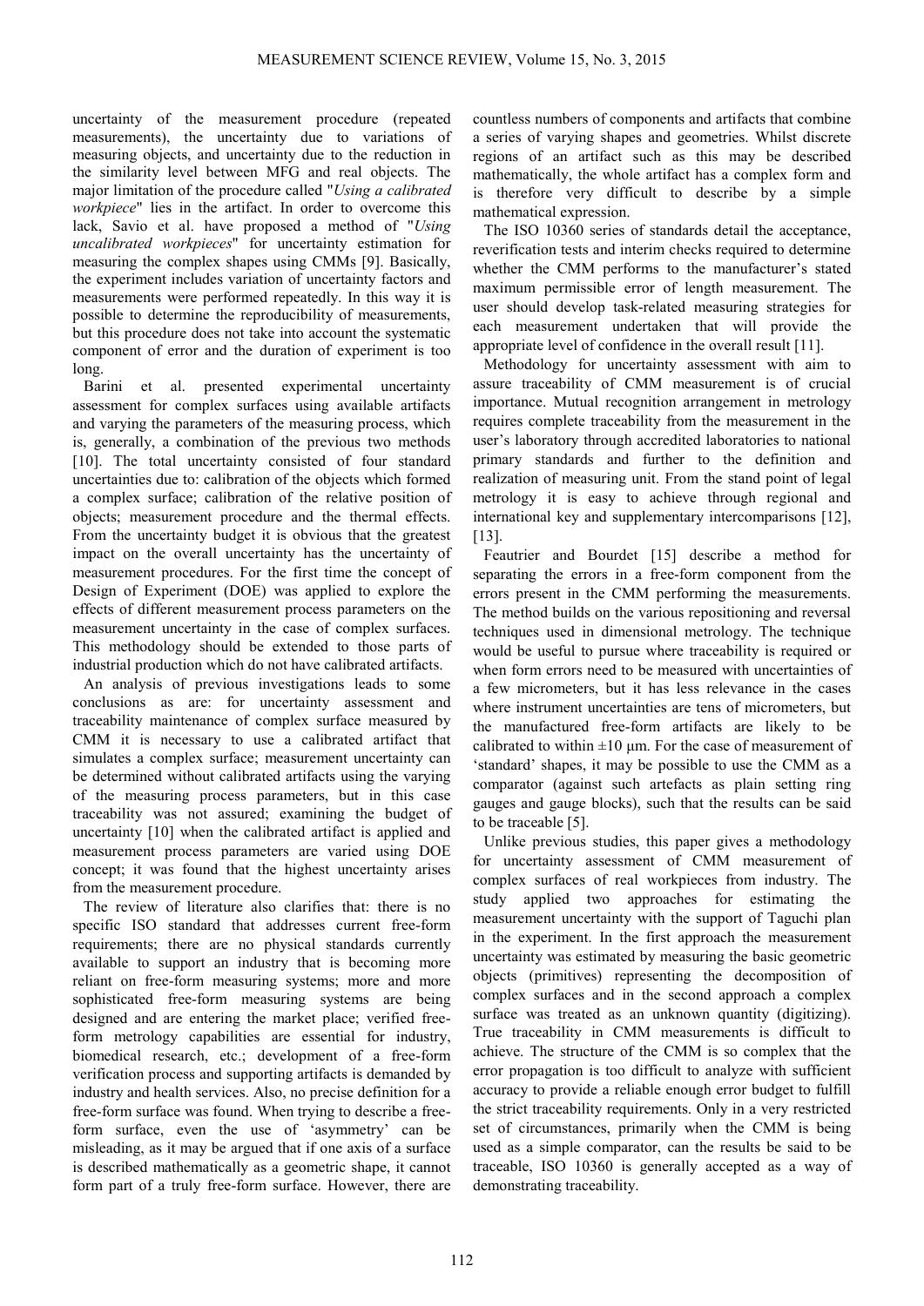uncertainty of the measurement procedure (repeated measurements), the uncertainty due to variations of measuring objects, and uncertainty due to the reduction in the similarity level between MFG and real objects. The major limitation of the procedure called "*Using a calibrated workpiece*" lies in the artifact. In order to overcome this lack, Savio et al. have proposed a method of "*Using uncalibrated workpieces*" for uncertainty estimation for measuring the complex shapes using CMMs [9]. Basically, the experiment includes variation of uncertainty factors and measurements were performed repeatedly. In this way it is possible to determine the reproducibility of measurements, but this procedure does not take into account the systematic component of error and the duration of experiment is too long.

Barini et al. presented experimental uncertainty assessment for complex surfaces using available artifacts and varying the parameters of the measuring process, which is, generally, a combination of the previous two methods [10]. The total uncertainty consisted of four standard uncertainties due to: calibration of the objects which formed a complex surface; calibration of the relative position of objects; measurement procedure and the thermal effects. From the uncertainty budget it is obvious that the greatest impact on the overall uncertainty has the uncertainty of measurement procedures. For the first time the concept of Design of Experiment (DOE) was applied to explore the effects of different measurement process parameters on the measurement uncertainty in the case of complex surfaces. This methodology should be extended to those parts of industrial production which do not have calibrated artifacts.

An analysis of previous investigations leads to some conclusions as are: for uncertainty assessment and traceability maintenance of complex surface measured by CMM it is necessary to use a calibrated artifact that simulates a complex surface; measurement uncertainty can be determined without calibrated artifacts using the varying of the measuring process parameters, but in this case traceability was not assured; examining the budget of uncertainty [10] when the calibrated artifact is applied and measurement process parameters are varied using DOE concept; it was found that the highest uncertainty arises from the measurement procedure.

The review of literature also clarifies that: there is no specific ISO standard that addresses current free-form requirements; there are no physical standards currently available to support an industry that is becoming more reliant on free-form measuring systems; more and more sophisticated free-form measuring systems are being designed and are entering the market place; verified free-form metrology capabilities are essential for industry, biomedical research, etc.; development of a free-form verification process and supporting artifacts is demanded by industry and health services. Also, no precise definition for a free-form surface was found. When trying to describe a free-form surface, even the use of 'asymmetry' can be misleading, as it may be argued that if one axis of a surface is described mathematically as a geometric shape, it cannot form part of a truly free-form surface. However, there are countless numbers of components and artifacts that combine a series of varying shapes and geometries. Whilst discrete regions of an artifact such as this may be described mathematically, the whole artifact has a complex form and is therefore very difficult to describe by a simple mathematical expression.

The ISO 10360 series of standards detail the acceptance, reverification tests and interim checks required to determine whether the CMM performs to the manufacturer's stated maximum permissible error of length measurement. The user should develop task-related measuring strategies for each measurement undertaken that will provide the appropriate level of confidence in the overall result [11].

Methodology for uncertainty assessment with aim to assure traceability of CMM measurement is of crucial importance. Mutual recognition arrangement in metrology requires complete traceability from the measurement in the user's laboratory through accredited laboratories to national primary standards and further to the definition and realization of measuring unit. From the stand point of legal metrology it is easy to achieve through regional and international key and supplementary intercomparisons [12], [13].

Feautrier and Bourdet [15] describe a method for separating the errors in a free-form component from the errors present in the CMM performing the measurements. The method builds on the various repositioning and reversal techniques used in dimensional metrology. The technique would be useful to pursue where traceability is required or when form errors need to be measured with uncertainties of a few micrometers, but it has less relevance in the cases where instrument uncertainties are tens of micrometers, but the manufactured free-form artifacts are likely to be calibrated to within ±10 µm. For the case of measurement of 'standard' shapes, it may be possible to use the CMM as a comparator (against such artefacts as plain setting ring gauges and gauge blocks), such that the results can be said to be traceable [5].

Unlike previous studies, this paper gives a methodology for uncertainty assessment of CMM measurement of complex surfaces of real workpieces from industry. The study applied two approaches for estimating the measurement uncertainty with the support of Taguchi plan in the experiment. In the first approach the measurement uncertainty was estimated by measuring the basic geometric objects (primitives) representing the decomposition of complex surfaces and in the second approach a complex surface was treated as an unknown quantity (digitizing). True traceability in CMM measurements is difficult to achieve. The structure of the CMM is so complex that the error propagation is too difficult to analyze with sufficient accuracy to provide a reliable enough error budget to fulfill the strict traceability requirements. Only in a very restricted set of circumstances, primarily when the CMM is being used as a simple comparator, can the results be said to be traceable, ISO 10360 is generally accepted as a way of demonstrating traceability.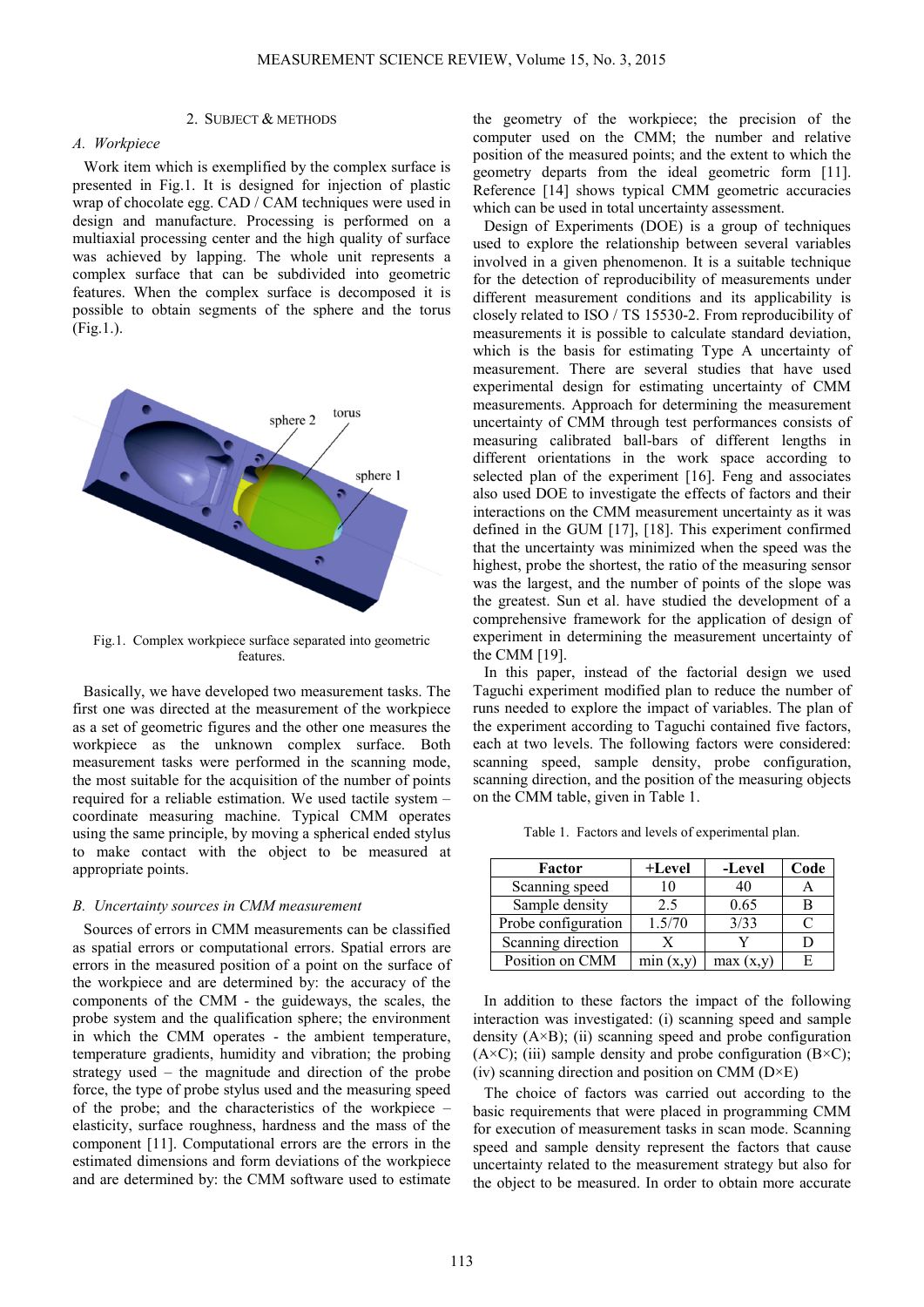## 2. Subject & Methods

### A. Workpiece

Work item which is exemplified by the complex surface is presented in Fig.1. It is designed for injection of plastic wrap of chocolate egg. CAD / CAM techniques were used in design and manufacture. Processing is performed on a multiaxial processing center and the high quality of surface was achieved by lapping. The whole unit represents a complex surface that can be subdivided into geometric features. When the complex surface is decomposed it is possible to obtain segments of the sphere and the torus (Fig.1.).

sphere 2

torus

sphere 1

Fig.1. Complex workpiece surface separated into geometric features.

Basically, we have developed two measurement tasks. The first one was directed at the measurement of the workpiece as a set of geometric figures and the other one measures the workpiece as the unknown complex surface. Both measurement tasks were performed in the scanning mode, the most suitable for the acquisition of the number of points required for a reliable estimation. We used tactile system – coordinate measuring machine. Typical CMM operates using the same principle, by moving a spherical ended stylus to make contact with the object to be measured at appropriate points.

### B. Uncertainty sources in CMM measurement

Sources of errors in CMM measurements can be classified as spatial errors or computational errors. Spatial errors are errors in the measured position of a point on the surface of the workpiece and are determined by: the accuracy of the components of the CMM - the guideways, the scales, the probe system and the qualification sphere; the environment in which the CMM operates - the ambient temperature, temperature gradients, humidity and vibration; the probing strategy used – the magnitude and direction of the probe force, the type of probe stylus used and the measuring speed of the probe; and the characteristics of the workpiece – elasticity, surface roughness, hardness and the mass of the component [11]. Computational errors are the errors in the estimated dimensions and form deviations of the workpiece and are determined by: the CMM software used to estimate the geometry of the workpiece; the precision of the computer used on the CMM; the number and relative position of the measured points; and the extent to which the geometry departs from the ideal geometric form [11]. Reference [14] shows typical CMM geometric accuracies which can be used in total uncertainty assessment.

Design of Experiments (DOE) is a group of techniques used to explore the relationship between several variables involved in a given phenomenon. It is a suitable technique for the detection of reproducibility of measurements under different measurement conditions and its applicability is closely related to ISO / TS 15530-2. From reproducibility of measurements it is possible to calculate standard deviation, which is the basis for estimating Type A uncertainty of measurement. There are several studies that have used experimental design for estimating uncertainty of CMM measurements. Approach for determining the measurement uncertainty of CMM through test performances consists of measuring calibrated ball-bars of different lengths in different orientations in the work space according to selected plan of the experiment [16]. Feng and associates also used DOE to investigate the effects of factors and their interactions on the CMM measurement uncertainty as it was defined in the GUM [17], [18]. This experiment confirmed that the uncertainty was minimized when the speed was the highest, probe the shortest, the ratio of the measuring sensor was the largest, and the number of points of the slope was the greatest. Sun et al. have studied the development of a comprehensive framework for the application of design of experiment in determining the measurement uncertainty of the CMM [19].

In this paper, instead of the factorial design we used Taguchi experiment modified plan to reduce the number of runs needed to explore the impact of variables. The plan of the experiment according to Taguchi contained five factors, each at two levels. The following factors were considered: scanning speed, sample density, probe configuration, scanning direction, and the position of the measuring objects on the CMM table, given in Table 1.

Table 1. Factors and levels of experimental plan.

| Factor | +Level | -Level | Code |
|---|---|---|---|
| Scanning speed | 10 | 40 | A |
| Sample density | 2.5 | 0.65 | B |
| Probe configuration | 1.5/70 | 3/33 | C |
| Scanning direction | X | Y | D |
| Position on CMM | min (x,y) | max (x,y) | E |

In addition to these factors the impact of the following interaction was investigated: (i) scanning speed and sample density (A×B); (ii) scanning speed and probe configuration (A×C); (iii) sample density and probe configuration (B×C); (iv) scanning direction and position on CMM (D×E)

The choice of factors was carried out according to the basic requirements that were placed in programming CMM for execution of measurement tasks in scan mode. Scanning speed and sample density represent the factors that cause uncertainty related to the measurement strategy but also for the object to be measured. In order to obtain more accurate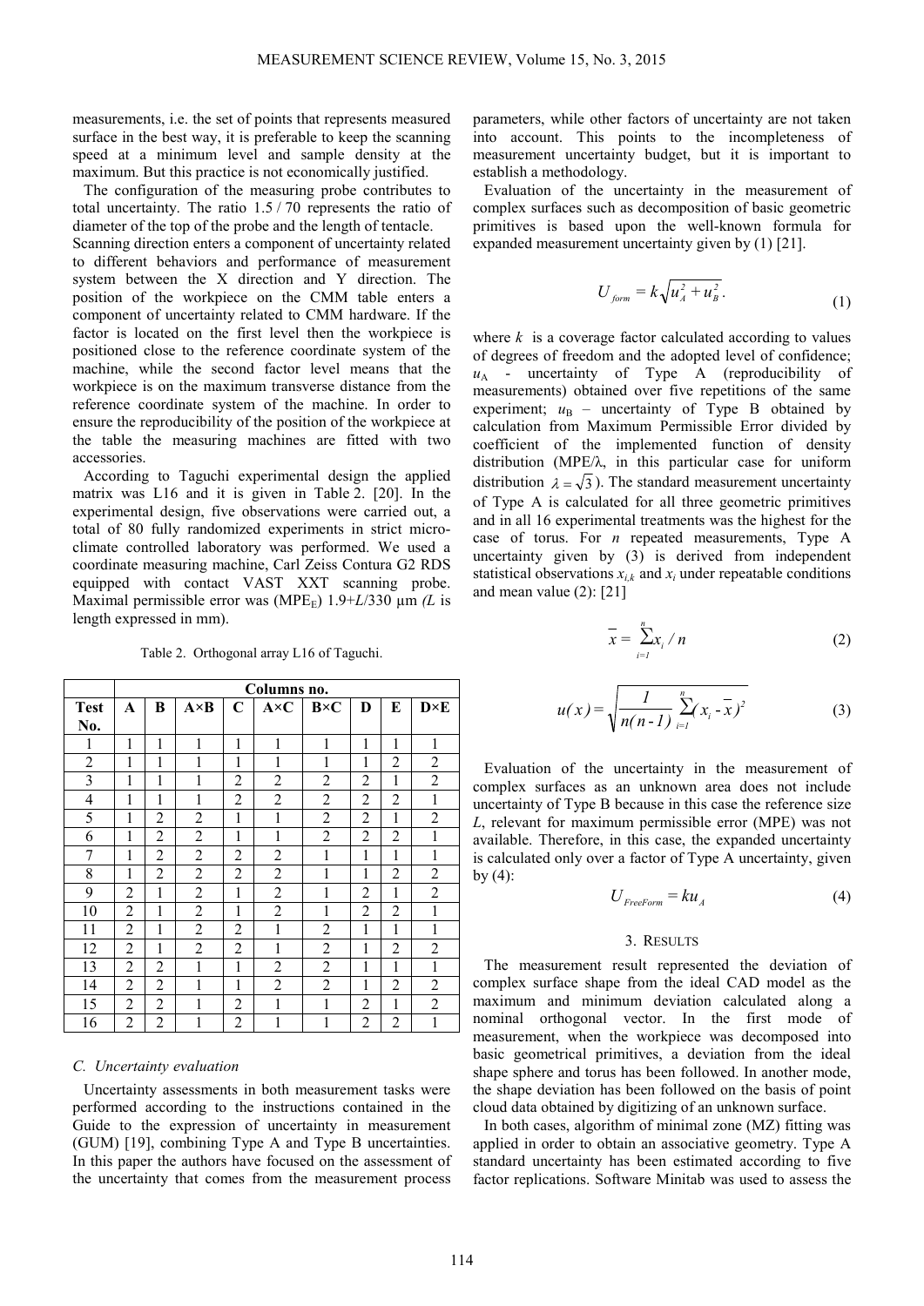measurements, i.e. the set of points that represents measured surface in the best way, it is preferable to keep the scanning speed at a minimum level and sample density at the maximum. But this practice is not economically justified.

The configuration of the measuring probe contributes to total uncertainty. The ratio 1.5 / 70 represents the ratio of diameter of the top of the probe and the length of tentacle. Scanning direction enters a component of uncertainty related to different behaviors and performance of measurement system between the X direction and Y direction. The position of the workpiece on the CMM table enters a component of uncertainty related to CMM hardware. If the factor is located on the first level then the workpiece is positioned close to the reference coordinate system of the machine, while the second factor level means that the workpiece is on the maximum transverse distance from the reference coordinate system of the machine. In order to ensure the reproducibility of the position of the workpiece at the table the measuring machines are fitted with two accessories.

According to Taguchi experimental design the applied matrix was L16 and it is given in Table 2. [20]. In the experimental design, five observations were carried out, a total of 80 fully randomized experiments in strict micro-climate controlled laboratory was performed. We used a coordinate measuring machine, Carl Zeiss Contura G2 RDS equipped with contact VAST XXT scanning probe. Maximal permissible error was ($MPE_E$) 1.9+$L$/330 μm *(L* is length expressed in mm).

Table 2. Orthogonal array L16 of Taguchi.

| | Columns no. | | | | | | | | |
|---|---|---|---|---|---|---|---|---|---|
| **Test No.** | **A** | **B** | **A×B** | **C** | **A×C** | **B×C** | **D** | **E** | **D×E** |
| 1 | 1 | 1 | 1 | 1 | 1 | 1 | 1 | 1 | 1 |
| 2 | 1 | 1 | 1 | 1 | 1 | 1 | 1 | 2 | 2 |
| 3 | 1 | 1 | 1 | 2 | 2 | 2 | 2 | 1 | 2 |
| 4 | 1 | 1 | 1 | 2 | 2 | 2 | 2 | 2 | 1 |
| 5 | 1 | 2 | 2 | 1 | 1 | 2 | 2 | 1 | 2 |
| 6 | 1 | 2 | 2 | 1 | 1 | 2 | 2 | 2 | 1 |
| 7 | 1 | 2 | 2 | 2 | 2 | 1 | 1 | 1 | 1 |
| 8 | 1 | 2 | 2 | 2 | 2 | 1 | 1 | 2 | 2 |
| 9 | 2 | 1 | 2 | 1 | 2 | 1 | 2 | 1 | 2 |
| 10 | 2 | 1 | 2 | 1 | 2 | 1 | 2 | 2 | 1 |
| 11 | 2 | 1 | 2 | 2 | 1 | 2 | 1 | 1 | 1 |
| 12 | 2 | 1 | 2 | 2 | 1 | 2 | 1 | 2 | 2 |
| 13 | 2 | 2 | 1 | 1 | 2 | 2 | 1 | 1 | 1 |
| 14 | 2 | 2 | 1 | 1 | 2 | 2 | 1 | 2 | 2 |
| 15 | 2 | 2 | 1 | 2 | 1 | 1 | 2 | 1 | 2 |
| 16 | 2 | 2 | 1 | 2 | 1 | 1 | 2 | 2 | 1 |

### *C. Uncertainty evaluation*

Uncertainty assessments in both measurement tasks were performed according to the instructions contained in the Guide to the expression of uncertainty in measurement (GUM) [19], combining Type A and Type B uncertainties. In this paper the authors have focused on the assessment of the uncertainty that comes from the measurement process parameters, while other factors of uncertainty are not taken into account. This points to the incompleteness of measurement uncertainty budget, but it is important to establish a methodology.

Evaluation of the uncertainty in the measurement of complex surfaces such as decomposition of basic geometric primitives is based upon the well-known formula for expanded measurement uncertainty given by (1) [21].

$$U_{form} = k\sqrt{u_A^2 + u_B^2}. \tag{1}$$

where $k$ is a coverage factor calculated according to values of degrees of freedom and the adopted level of confidence; $u_A$ - uncertainty of Type A (reproducibility of measurements) obtained over five repetitions of the same experiment; $u_B$ – uncertainty of Type B obtained by calculation from Maximum Permissible Error divided by coefficient of the implemented function of density distribution (MPE/λ, in this particular case for uniform distribution $\lambda = \sqrt{3}$). The standard measurement uncertainty of Type A is calculated for all three geometric primitives and in all 16 experimental treatments was the highest for the case of torus. For $n$ repeated measurements, Type A uncertainty given by (3) is derived from independent statistical observations $x_{i,k}$ and $x_i$ under repeatable conditions and mean value (2): [21]

$$\bar{x} = \sum_{i=1}^{n} x_i / n \tag{2}$$

$$u(x) = \sqrt{\frac{1}{n(n-1)} \sum_{i=1}^{n} (x_i - \bar{x})^2} \tag{3}$$

Evaluation of the uncertainty in the measurement of complex surfaces as an unknown area does not include uncertainty of Type B because in this case the reference size $L$, relevant for maximum permissible error (MPE) was not available. Therefore, in this case, the expanded uncertainty is calculated only over a factor of Type A uncertainty, given by (4):

$$U_{FreeForm} = ku_A \tag{4}$$

## 3. Results

The measurement result represented the deviation of complex surface shape from the ideal CAD model as the maximum and minimum deviation calculated along a nominal orthogonal vector. In the first mode of measurement, when the workpiece was decomposed into basic geometrical primitives, a deviation from the ideal shape sphere and torus has been followed. In another mode, the shape deviation has been followed on the basis of point cloud data obtained by digitizing of an unknown surface.

In both cases, algorithm of minimal zone (MZ) fitting was applied in order to obtain an associative geometry. Type A standard uncertainty has been estimated according to five factor replications. Software Minitab was used to assess the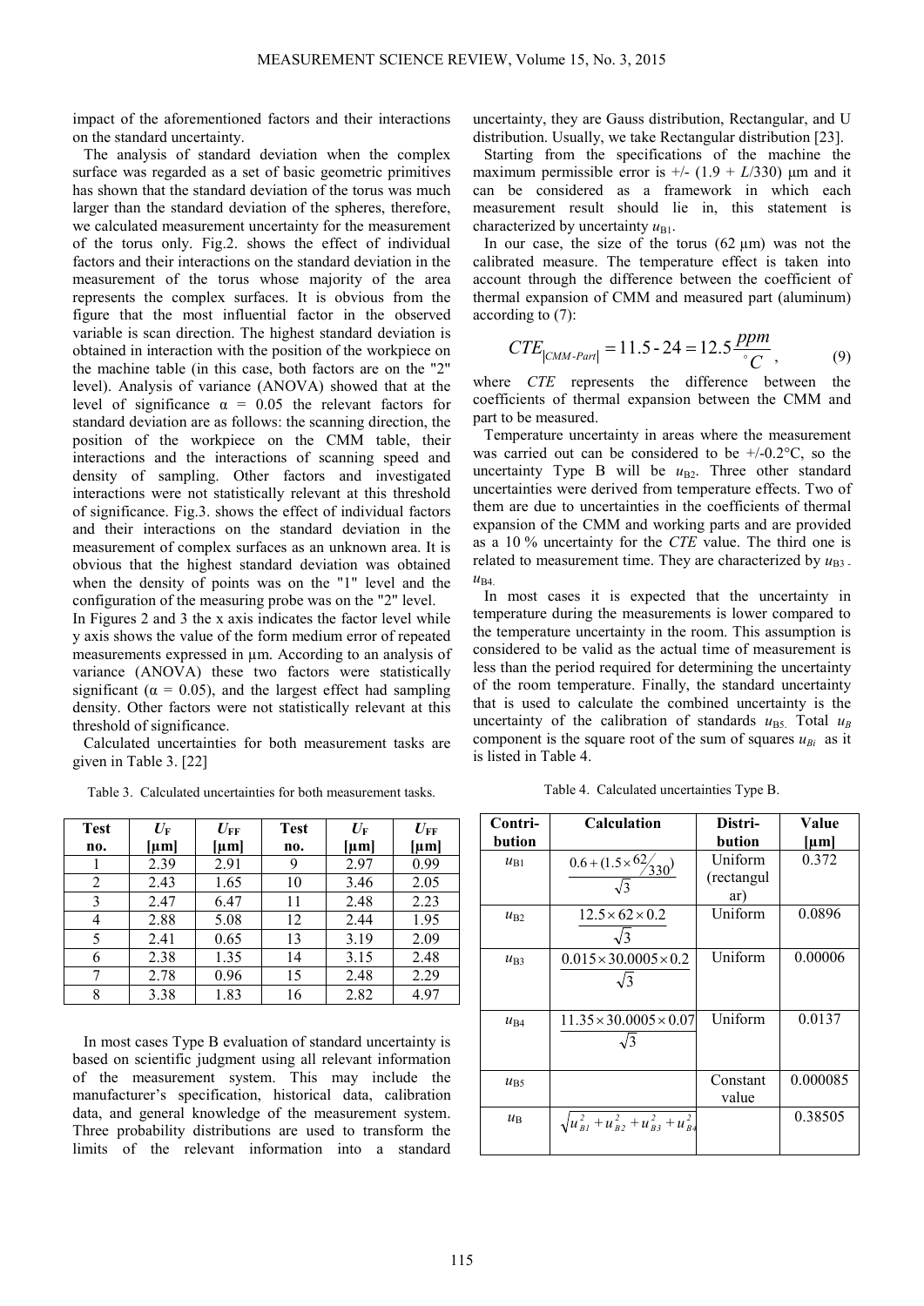impact of the aforementioned factors and their interactions on the standard uncertainty.

The analysis of standard deviation when the complex surface was regarded as a set of basic geometric primitives has shown that the standard deviation of the torus was much larger than the standard deviation of the spheres, therefore, we calculated measurement uncertainty for the measurement of the torus only. Fig.2. shows the effect of individual factors and their interactions on the standard deviation in the measurement of the torus whose majority of the area represents the complex surfaces. It is obvious from the figure that the most influential factor in the observed variable is scan direction. The highest standard deviation is obtained in interaction with the position of the workpiece on the machine table (in this case, both factors are on the "2" level). Analysis of variance (ANOVA) showed that at the level of significance $\alpha = 0.05$ the relevant factors for standard deviation are as follows: the scanning direction, the position of the workpiece on the CMM table, their interactions and the interactions of scanning speed and density of sampling. Other factors and investigated interactions were not statistically relevant at this threshold of significance. Fig.3. shows the effect of individual factors and their interactions on the standard deviation in the measurement of complex surfaces as an unknown area. It is obvious that the highest standard deviation was obtained when the density of points was on the "1" level and the configuration of the measuring probe was on the "2" level.

In Figures 2 and 3 the x axis indicates the factor level while y axis shows the value of the form medium error of repeated measurements expressed in µm. According to an analysis of variance (ANOVA) these two factors were statistically significant ($\alpha = 0.05$), and the largest effect had sampling density. Other factors were not statistically relevant at this threshold of significance.

Calculated uncertainties for both measurement tasks are given in Table 3. [22]

Table 3. Calculated uncertainties for both measurement tasks.

| Test no. | $U_F$ [µm] | $U_{FF}$ [µm] | Test no. | $U_F$ [µm] | $U_{FF}$ [µm] |
|---|---|---|---|---|---|
| 1 | 2.39 | 2.91 | 9 | 2.97 | 0.99 |
| 2 | 2.43 | 1.65 | 10 | 3.46 | 2.05 |
| 3 | 2.47 | 6.47 | 11 | 2.48 | 2.23 |
| 4 | 2.88 | 5.08 | 12 | 2.44 | 1.95 |
| 5 | 2.41 | 0.65 | 13 | 3.19 | 2.09 |
| 6 | 2.38 | 1.35 | 14 | 3.15 | 2.48 |
| 7 | 2.78 | 0.96 | 15 | 2.48 | 2.29 |
| 8 | 3.38 | 1.83 | 16 | 2.82 | 4.97 |

In most cases Type B evaluation of standard uncertainty is based on scientific judgment using all relevant information of the measurement system. This may include the manufacturer's specification, historical data, calibration data, and general knowledge of the measurement system. Three probability distributions are used to transform the limits of the relevant information into a standard uncertainty, they are Gauss distribution, Rectangular, and U distribution. Usually, we take Rectangular distribution [23].

Starting from the specifications of the machine the maximum permissible error is +/- $(1.9 + L/330)$ µm and it can be considered as a framework in which each measurement result should lie in, this statement is characterized by uncertainty $u_{B1}$.

In our case, the size of the torus (62 µm) was not the calibrated measure. The temperature effect is taken into account through the difference between the coefficient of thermal expansion of CMM and measured part (aluminum) according to (7):

$$CTE_{|CMM\text{-}Part|} = 11.5 - 24 = 12.5 \frac{ppm}{^{\circ}C}, \tag{9}$$

where *CTE* represents the difference between the coefficients of thermal expansion between the CMM and part to be measured.

Temperature uncertainty in areas where the measurement was carried out can be considered to be +/-0.2°C, so the uncertainty Type B will be $u_{B2}$. Three other standard uncertainties were derived from temperature effects. Two of them are due to uncertainties in the coefficients of thermal expansion of the CMM and working parts and are provided as a 10 % uncertainty for the *CTE* value. The third one is related to measurement time. They are characterized by $u_{B3}$ - $u_{B4}$.

In most cases it is expected that the uncertainty in temperature during the measurements is lower compared to the temperature uncertainty in the room. This assumption is considered to be valid as the actual time of measurement is less than the period required for determining the uncertainty of the room temperature. Finally, the standard uncertainty that is used to calculate the combined uncertainty is the uncertainty of the calibration of standards $u_{B5}$. Total $u_B$ component is the square root of the sum of squares $u_{Bi}$ as it is listed in Table 4.

Table 4. Calculated uncertainties Type B.

| Contribution | Calculation | Distribution | Value [µm] |
|---|---|---|---|
| $u_{B1}$ | $\frac{0.6 + (1.5 \times 62/330)}{\sqrt{3}}$ | Uniform (rectangular) | 0.372 |
| $u_{B2}$ | $\frac{12.5 \times 62 \times 0.2}{\sqrt{3}}$ | Uniform | 0.0896 |
| $u_{B3}$ | $\frac{0.015 \times 30.0005 \times 0.2}{\sqrt{3}}$ | Uniform | 0.00006 |
| $u_{B4}$ | $\frac{11.35 \times 30.0005 \times 0.07}{\sqrt{3}}$ | Uniform | 0.0137 |
| $u_{B5}$ | | Constant value | 0.000085 |
| $u_B$ | $\sqrt{u_{B1}^2 + u_{B2}^2 + u_{B3}^2 + u_{B4}^2}$ | | 0.38505 |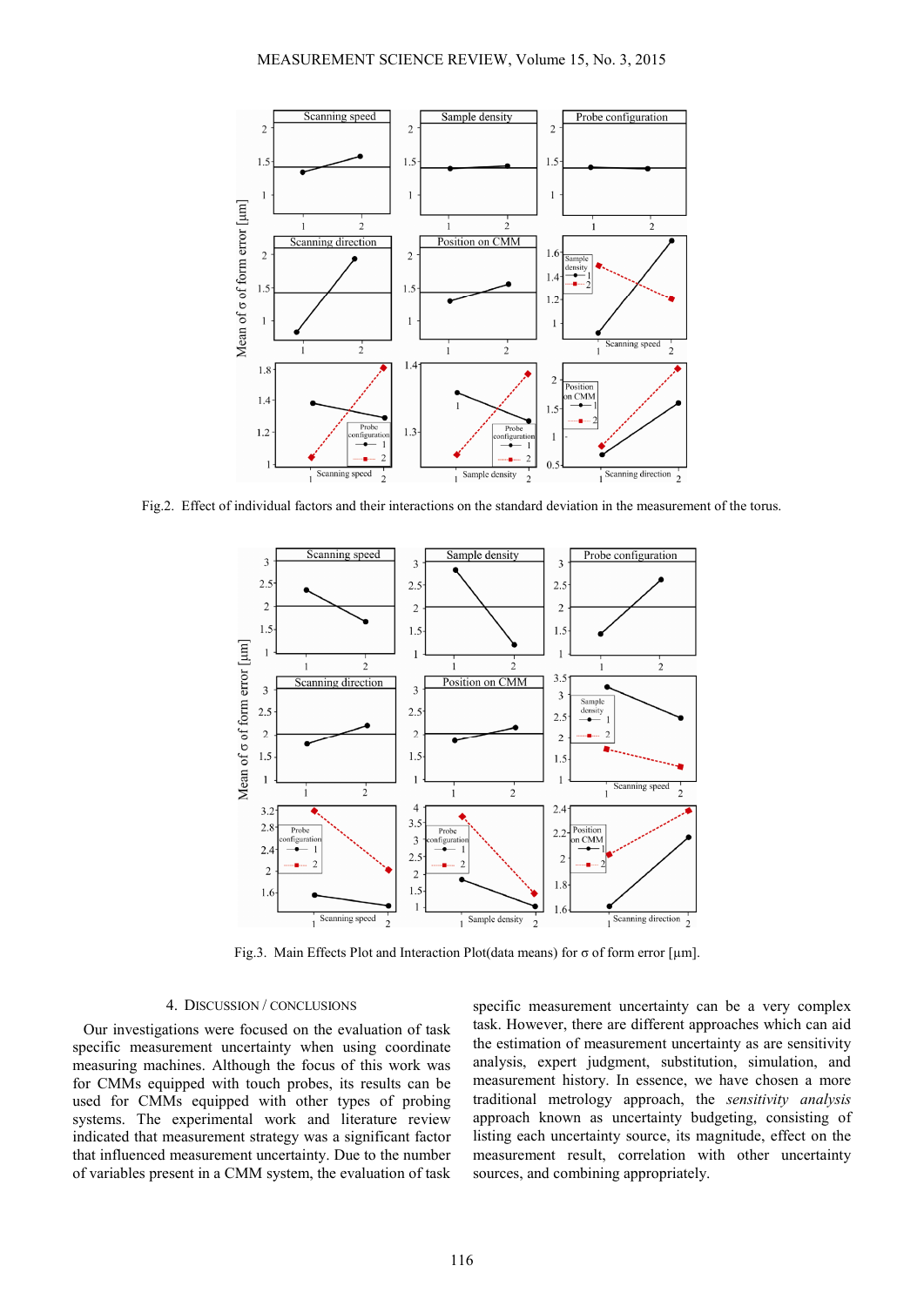Fig.2. Effect of individual factors and their interactions on the standard deviation in the measurement of the torus.

Fig.3. Main Effects Plot and Interaction Plot(data means) for σ of form error [μm].

## 4. Discussion / Conclusions

Our investigations were focused on the evaluation of task specific measurement uncertainty when using coordinate measuring machines. Although the focus of this work was for CMMs equipped with touch probes, its results can be used for CMMs equipped with other types of probing systems. The experimental work and literature review indicated that measurement strategy was a significant factor that influenced measurement uncertainty. Due to the number of variables present in a CMM system, the evaluation of task specific measurement uncertainty can be a very complex task. However, there are different approaches which can aid the estimation of measurement uncertainty as are sensitivity analysis, expert judgment, substitution, simulation, and measurement history. In essence, we have chosen a more traditional metrology approach, the *sensitivity analysis* approach known as uncertainty budgeting, consisting of listing each uncertainty source, its magnitude, effect on the measurement result, correlation with other uncertainty sources, and combining appropriately.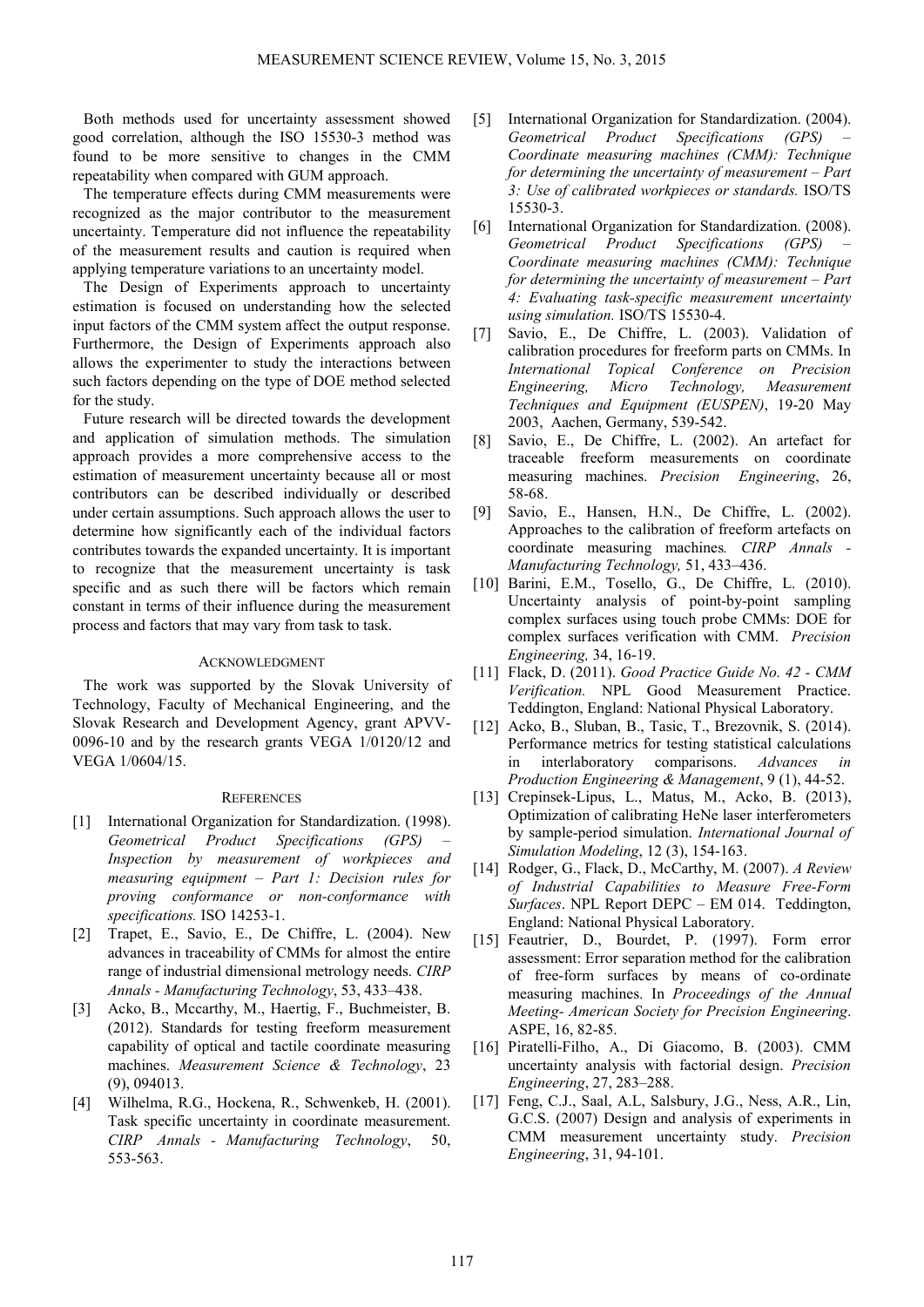Both methods used for uncertainty assessment showed good correlation, although the ISO 15530-3 method was found to be more sensitive to changes in the CMM repeatability when compared with GUM approach.

The temperature effects during CMM measurements were recognized as the major contributor to the measurement uncertainty. Temperature did not influence the repeatability of the measurement results and caution is required when applying temperature variations to an uncertainty model.

The Design of Experiments approach to uncertainty estimation is focused on understanding how the selected input factors of the CMM system affect the output response. Furthermore, the Design of Experiments approach also allows the experimenter to study the interactions between such factors depending on the type of DOE method selected for the study.

Future research will be directed towards the development and application of simulation methods. The simulation approach provides a more comprehensive access to the estimation of measurement uncertainty because all or most contributors can be described individually or described under certain assumptions. Such approach allows the user to determine how significantly each of the individual factors contributes towards the expanded uncertainty. It is important to recognize that the measurement uncertainty is task specific and as such there will be factors which remain constant in terms of their influence during the measurement process and factors that may vary from task to task.

## ACKNOWLEDGMENT

The work was supported by the Slovak University of Technology, Faculty of Mechanical Engineering, and the Slovak Research and Development Agency, grant APVV-0096-10 and by the research grants VEGA 1/0120/12 and VEGA 1/0604/15.

## REFERENCES

[1] International Organization for Standardization. (1998). *Geometrical Product Specifications (GPS) – Inspection by measurement of workpieces and measuring equipment – Part 1: Decision rules for proving conformance or non-conformance with specifications.* ISO 14253-1.

[2] Trapet, E., Savio, E., De Chiffre, L. (2004). New advances in traceability of CMMs for almost the entire range of industrial dimensional metrology needs. *CIRP Annals - Manufacturing Technology*, 53, 433–438.

[3] Acko, B., Mccarthy, M., Haertig, F., Buchmeister, B. (2012). Standards for testing freeform measurement capability of optical and tactile coordinate measuring machines. *Measurement Science & Technology*, 23 (9), 094013.

[4] Wilhelma, R.G., Hockena, R., Schwenkeb, H. (2001). Task specific uncertainty in coordinate measurement. *CIRP Annals - Manufacturing Technology*, 50, 553-563.

[5] International Organization for Standardization. (2004). *Geometrical Product Specifications (GPS) – Coordinate measuring machines (CMM): Technique for determining the uncertainty of measurement – Part 3: Use of calibrated workpieces or standards.* ISO/TS 15530-3.

[6] International Organization for Standardization. (2008). *Geometrical Product Specifications (GPS) – Coordinate measuring machines (CMM): Technique for determining the uncertainty of measurement – Part 4: Evaluating task-specific measurement uncertainty using simulation.* ISO/TS 15530-4.

[7] Savio, E., De Chiffre, L. (2003). Validation of calibration procedures for freeform parts on CMMs. In *International Topical Conference on Precision Engineering, Micro Technology, Measurement Techniques and Equipment (EUSPEN)*, 19-20 May 2003, Aachen, Germany, 539-542.

[8] Savio, E., De Chiffre, L. (2002). An artefact for traceable freeform measurements on coordinate measuring machines. *Precision Engineering*, 26, 58-68.

[9] Savio, E., Hansen, H.N., De Chiffre, L. (2002). Approaches to the calibration of freeform artefacts on coordinate measuring machines*. CIRP Annals - Manufacturing Technology,* 51, 433–436.

[10] Barini, E.M., Tosello, G., De Chiffre, L. (2010). Uncertainty analysis of point-by-point sampling complex surfaces using touch probe CMMs: DOE for complex surfaces verification with CMM. *Precision Engineering,* 34, 16-19.

[11] Flack, D. (2011). *Good Practice Guide No. 42 - CMM Verification.* NPL Good Measurement Practice. Teddington, England: National Physical Laboratory.

[12] Acko, B., Sluban, B., Tasic, T., Brezovnik, S. (2014). Performance metrics for testing statistical calculations in interlaboratory comparisons. *Advances in Production Engineering & Management*, 9 (1), 44-52.

[13] Crepinsek-Lipus, L., Matus, M., Acko, B. (2013), Optimization of calibrating HeNe laser interferometers by sample-period simulation. *International Journal of Simulation Modeling*, 12 (3), 154-163.

[14] Rodger, G., Flack, D., McCarthy, M. (2007). *A Review of Industrial Capabilities to Measure Free-Form Surfaces*. NPL Report DEPC – EM 014. Teddington, England: National Physical Laboratory.

[15] Feautrier, D., Bourdet, P. (1997). Form error assessment: Error separation method for the calibration of free-form surfaces by means of co-ordinate measuring machines. In *Proceedings of the Annual Meeting- American Society for Precision Engineering*. ASPE, 16, 82-85.

[16] Piratelli-Filho, A., Di Giacomo, B. (2003). CMM uncertainty analysis with factorial design. *Precision Engineering*, 27, 283–288.

[17] Feng, C.J., Saal, A.L, Salsbury, J.G., Ness, A.R., Lin, G.C.S. (2007) Design and analysis of experiments in CMM measurement uncertainty study. *Precision Engineering*, 31, 94-101.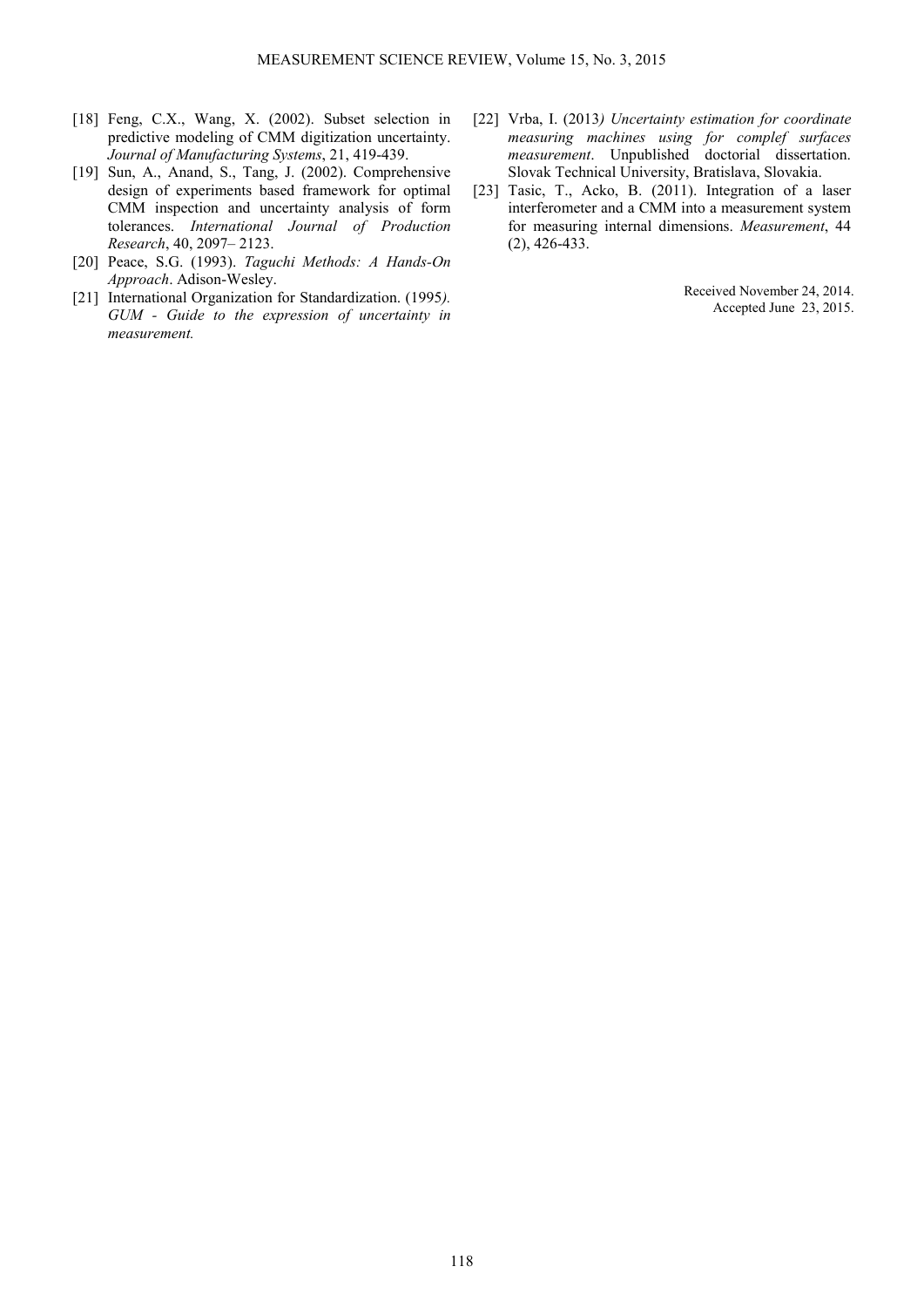[18] Feng, C.X., Wang, X. (2002). Subset selection in predictive modeling of CMM digitization uncertainty. *Journal of Manufacturing Systems*, 21, 419-439.

[19] Sun, A., Anand, S., Tang, J. (2002). Comprehensive design of experiments based framework for optimal CMM inspection and uncertainty analysis of form tolerances. *International Journal of Production Research*, 40, 2097– 2123.

[20] Peace, S.G. (1993). *Taguchi Methods: A Hands-On Approach*. Adison-Wesley.

[21] International Organization for Standardization. (1995*). GUM - Guide to the expression of uncertainty in measurement.*

[22] Vrba, I. (2013*) Uncertainty estimation for coordinate measuring machines using for complef surfaces measurement*. Unpublished doctorial dissertation. Slovak Technical University, Bratislava, Slovakia.

[23] Tasic, T., Acko, B. (2011). Integration of a laser interferometer and a CMM into a measurement system for measuring internal dimensions. *Measurement*, 44 (2), 426-433.

Received November 24, 2014.
Accepted June 23, 2015.